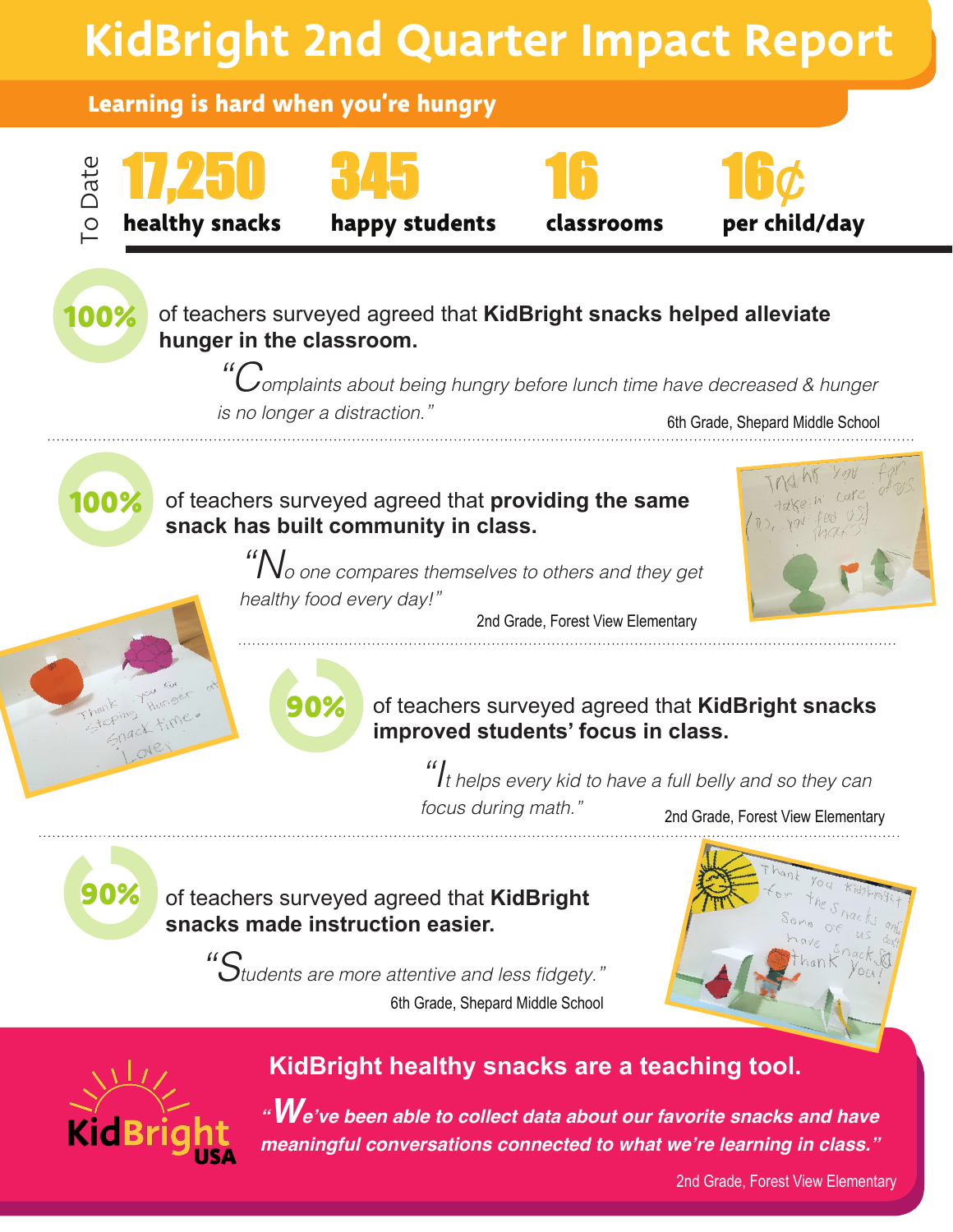# KidBright 2nd Quarter Impact Report

## Learning is hard when you're hungry

To Date

| 17,250 | 345 | 16 | 16¢ |
|---|---|---|---|
| **healthy snacks** | **happy students** | **classrooms** | **per child/day** |

**100%** of teachers surveyed agreed that **KidBright snacks helped alleviate hunger in the classroom.**

*"Complaints about being hungry before lunch time have decreased & hunger is no longer a distraction."*

6th Grade, Shepard Middle School

**100%** of teachers surveyed agreed that **providing the same snack has built community in class.**

*"No one compares themselves to others and they get healthy food every day!"*

2nd Grade, Forest View Elementary

**90%** of teachers surveyed agreed that **KidBright snacks improved students' focus in class.**

*"It helps every kid to have a full belly and so they can focus during math."*

2nd Grade, Forest View Elementary

**90%** of teachers surveyed agreed that **KidBright snacks made instruction easier.**

*"Students are more attentive and less fidgety."*

6th Grade, Shepard Middle School

**KidBright healthy snacks are a teaching tool.**

***"We've been able to collect data about our favorite snacks and have meaningful conversations connected to what we're learning in class."***

2nd Grade, Forest View Elementary

KidBright USA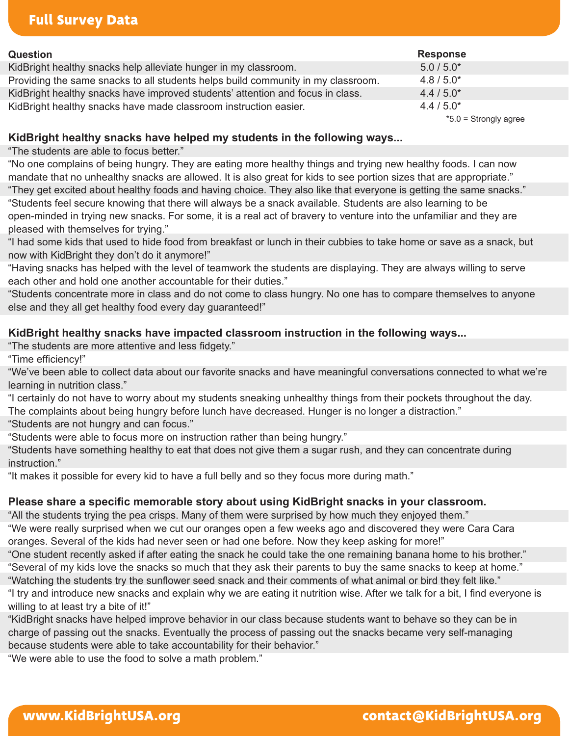## Full Survey Data

| Question | Response |
|---|---|
| KidBright healthy snacks help alleviate hunger in my classroom. | 5.0 / 5.0* |
| Providing the same snacks to all students helps build community in my classroom. | 4.8 / 5.0* |
| KidBright healthy snacks have improved students' attention and focus in class. | 4.4 / 5.0* |
| KidBright healthy snacks have made classroom instruction easier. | 4.4 / 5.0* |

*5.0 = Strongly agree

### KidBright healthy snacks have helped my students in the following ways...

"The students are able to focus better."

"No one complains of being hungry. They are eating more healthy things and trying new healthy foods. I can now mandate that no unhealthy snacks are allowed. It is also great for kids to see portion sizes that are appropriate."

"They get excited about healthy foods and having choice. They also like that everyone is getting the same snacks."

"Students feel secure knowing that there will always be a snack available. Students are also learning to be open-minded in trying new snacks. For some, it is a real act of bravery to venture into the unfamiliar and they are pleased with themselves for trying."

"I had some kids that used to hide food from breakfast or lunch in their cubbies to take home or save as a snack, but now with KidBright they don't do it anymore!"

"Having snacks has helped with the level of teamwork the students are displaying. They are always willing to serve each other and hold one another accountable for their duties."

"Students concentrate more in class and do not come to class hungry. No one has to compare themselves to anyone else and they all get healthy food every day guaranteed!"

### KidBright healthy snacks have impacted classroom instruction in the following ways...

"The students are more attentive and less fidgety."

"Time efficiency!"

"We've been able to collect data about our favorite snacks and have meaningful conversations connected to what we're learning in nutrition class."

"I certainly do not have to worry about my students sneaking unhealthy things from their pockets throughout the day. The complaints about being hungry before lunch have decreased. Hunger is no longer a distraction."

"Students are not hungry and can focus."

"Students were able to focus more on instruction rather than being hungry."

"Students have something healthy to eat that does not give them a sugar rush, and they can concentrate during instruction."

"It makes it possible for every kid to have a full belly and so they focus more during math."

### Please share a specific memorable story about using KidBright snacks in your classroom.

"All the students trying the pea crisps. Many of them were surprised by how much they enjoyed them."

"We were really surprised when we cut our oranges open a few weeks ago and discovered they were Cara Cara oranges. Several of the kids had never seen or had one before. Now they keep asking for more!"

"One student recently asked if after eating the snack he could take the one remaining banana home to his brother."

"Several of my kids love the snacks so much that they ask their parents to buy the same snacks to keep at home."

"Watching the students try the sunflower seed snack and their comments of what animal or bird they felt like."

"I try and introduce new snacks and explain why we are eating it nutrition wise. After we talk for a bit, I find everyone is willing to at least try a bite of it!"

"KidBright snacks have helped improve behavior in our class because students want to behave so they can be in charge of passing out the snacks. Eventually the process of passing out the snacks became very self-managing because students were able to take accountability for their behavior."

"We were able to use the food to solve a math problem."

www.KidBrightUSA.org contact@KidBrightUSA.org